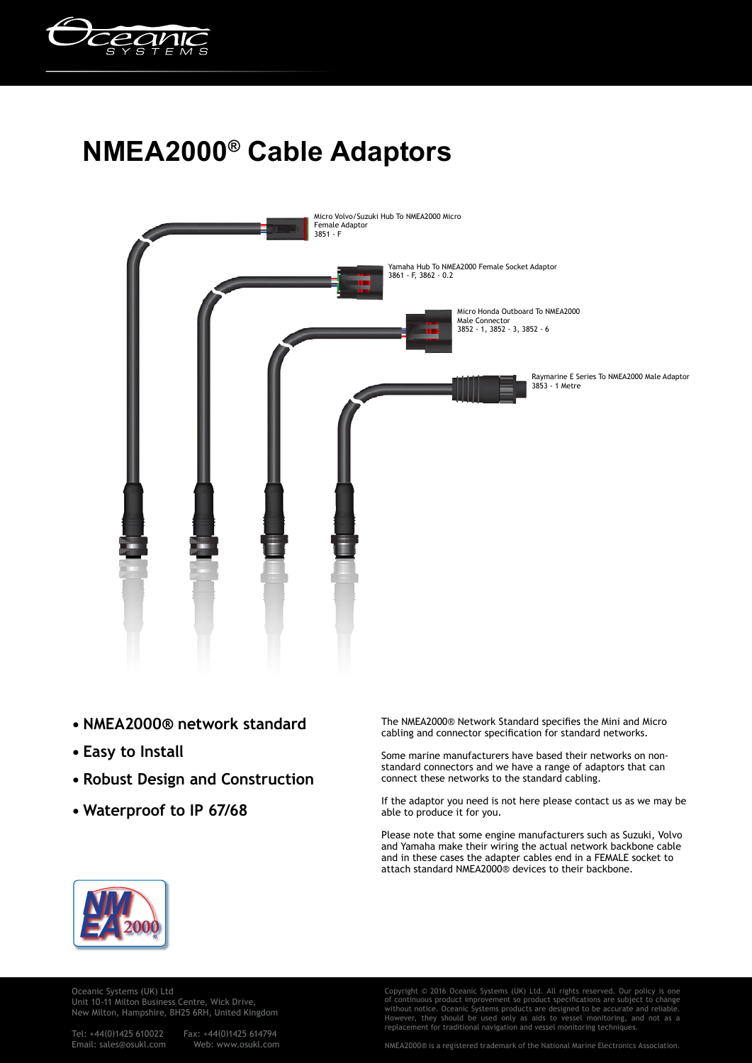# NMEA2000® Cable Adaptors

Micro Volvo/Suzuki Hub To NMEA2000 Micro Female Adaptor
3851 - F

Yamaha Hub To NMEA2000 Female Socket Adaptor
3861 - F, 3862 - 0.2

Micro Honda Outboard To NMEA2000 Male Connector
3852 - 1, 3852 - 3, 3852 - 6

Raymarine E Series To NMEA2000 Male Adaptor
3853 - 1 Metre

- **NMEA2000® network standard**
- **Easy to Install**
- **Robust Design and Construction**
- **Waterproof to IP 67/68**

The NMEA2000® Network Standard specifies the Mini and Micro cabling and connector specification for standard networks.

Some marine manufacturers have based their networks on non-standard connectors and we have a range of adaptors that can connect these networks to the standard cabling.

If the adaptor you need is not here please contact us as we may be able to produce it for you.

Please note that some engine manufacturers such as Suzuki, Volvo and Yamaha make their wiring the actual network backbone cable and in these cases the adapter cables end in a FEMALE socket to attach standard NMEA2000® devices to their backbone.

Oceanic Systems (UK) Ltd
Unit 10-11 Milton Business Centre, Wick Drive,
New Milton, Hampshire, BH25 6RH, United Kingdom

Tel: +44(0)1425 610022 Fax: +44(0)1425 614794
Email: sales@osukl.com Web: www.osukl.com

Copyright © 2016 Oceanic Systems (UK) Ltd. All rights reserved. Our policy is one of continuous product improvement so product specifications are subject to change without notice. Oceanic Systems products are designed to be accurate and reliable. However, they should be used only as aids to vessel monitoring, and not as a replacement for traditional navigation and vessel monitoring techniques.

NMEA2000® is a registered trademark of the National Marine Electronics Association.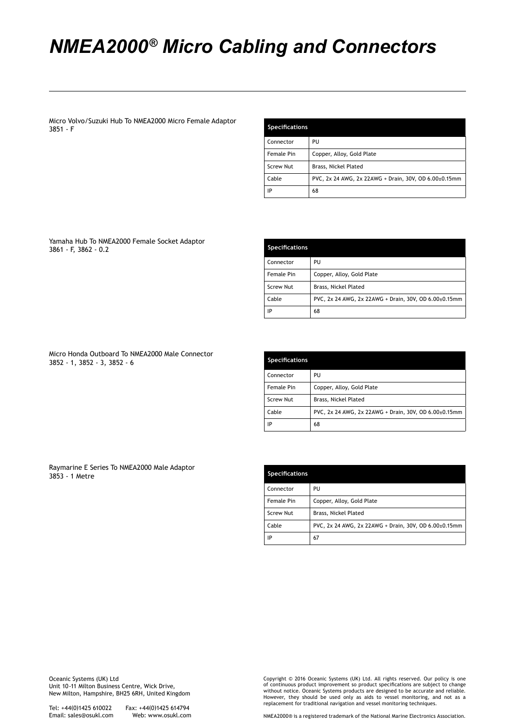# *NMEA2000® Micro Cabling and Connectors*

Micro Volvo/Suzuki Hub To NMEA2000 Micro Female Adaptor
3851 - F

| Specifications | |
|---|---|
| Connector | PU |
| Female Pin | Copper, Alloy, Gold Plate |
| Screw Nut | Brass, Nickel Plated |
| Cable | PVC, 2x 24 AWG, 2x 22AWG + Drain, 30V, OD 6.00±0.15mm |
| IP | 68 |

Yamaha Hub To NMEA2000 Female Socket Adaptor
3861 - F, 3862 - 0.2

| Specifications | |
|---|---|
| Connector | PU |
| Female Pin | Copper, Alloy, Gold Plate |
| Screw Nut | Brass, Nickel Plated |
| Cable | PVC, 2x 24 AWG, 2x 22AWG + Drain, 30V, OD 6.00±0.15mm |
| IP | 68 |

Micro Honda Outboard To NMEA2000 Male Connector
3852 - 1, 3852 - 3, 3852 - 6

| Specifications | |
|---|---|
| Connector | PU |
| Female Pin | Copper, Alloy, Gold Plate |
| Screw Nut | Brass, Nickel Plated |
| Cable | PVC, 2x 24 AWG, 2x 22AWG + Drain, 30V, OD 6.00±0.15mm |
| IP | 68 |

Raymarine E Series To NMEA2000 Male Adaptor
3853 - 1 Metre

| Specifications | |
|---|---|
| Connector | PU |
| Female Pin | Copper, Alloy, Gold Plate |
| Screw Nut | Brass, Nickel Plated |
| Cable | PVC, 2x 24 AWG, 2x 22AWG + Drain, 30V, OD 6.00±0.15mm |
| IP | 67 |

Oceanic Systems (UK) Ltd
Unit 10-11 Milton Business Centre, Wick Drive,
New Milton, Hampshire, BH25 6RH, United Kingdom

Tel: +44(0)1425 610022 Fax: +44(0)1425 614794
Email: sales@osukl.com Web: www.osukl.com

Copyright © 2016 Oceanic Systems (UK) Ltd. All rights reserved. Our policy is one of continuous product improvement so product specifications are subject to change without notice. Oceanic Systems products are designed to be accurate and reliable. However, they should be used only as aids to vessel monitoring, and not as a replacement for traditional navigation and vessel monitoring techniques.

NMEA2000® is a registered trademark of the National Marine Electronics Association.